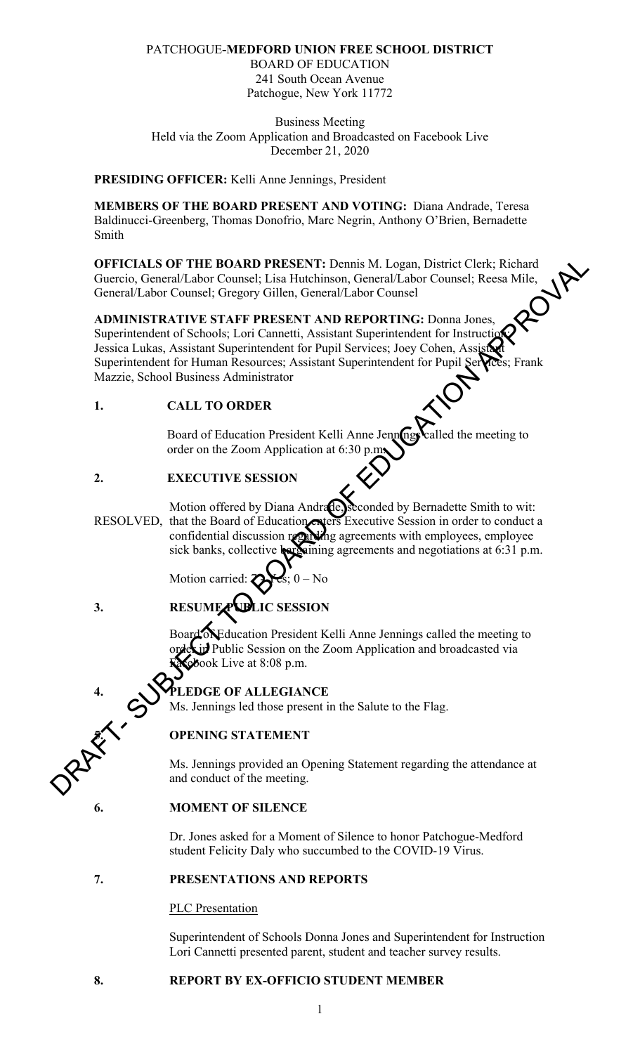PATCHOGUE-**MEDFORD UNION FREE SCHOOL DISTRICT**
BOARD OF EDUCATION
241 South Ocean Avenue
Patchogue, New York 11772

Business Meeting
Held via the Zoom Application and Broadcasted on Facebook Live
December 21, 2020

**PRESIDING OFFICER:** Kelli Anne Jennings, President

**MEMBERS OF THE BOARD PRESENT AND VOTING:** Diana Andrade, Teresa Baldinucci-Greenberg, Thomas Donofrio, Marc Negrin, Anthony O'Brien, Bernadette Smith

**OFFICIALS OF THE BOARD PRESENT:** Dennis M. Logan, District Clerk; Richard Guercio, General/Labor Counsel; Lisa Hutchinson, General/Labor Counsel; Reesa Mile, General/Labor Counsel; Gregory Gillen, General/Labor Counsel

**ADMINISTRATIVE STAFF PRESENT AND REPORTING:** Donna Jones, Superintendent of Schools; Lori Cannetti, Assistant Superintendent for Instruction; Jessica Lukas, Assistant Superintendent for Pupil Services; Joey Cohen, Assistant Superintendent for Human Resources; Assistant Superintendent for Pupil Services; Frank Mazzie, School Business Administrator

## 1. CALL TO ORDER

Board of Education President Kelli Anne Jennings called the meeting to order on the Zoom Application at 6:30 p.m.

## 2. EXECUTIVE SESSION

Motion offered by Diana Andrade, seconded by Bernadette Smith to wit:

RESOLVED, that the Board of Education enters Executive Session in order to conduct a confidential discussion regarding agreements with employees, employee sick banks, collective bargaining agreements and negotiations at 6:31 p.m.

Motion carried: 7 – Yes; 0 – No

## 3. RESUME PUBLIC SESSION

Board of Education President Kelli Anne Jennings called the meeting to order in Public Session on the Zoom Application and broadcasted via Facebook Live at 8:08 p.m.

## 4. PLEDGE OF ALLEGIANCE

Ms. Jennings led those present in the Salute to the Flag.

## 5. OPENING STATEMENT

Ms. Jennings provided an Opening Statement regarding the attendance at and conduct of the meeting.

## 6. MOMENT OF SILENCE

Dr. Jones asked for a Moment of Silence to honor Patchogue-Medford student Felicity Daly who succumbed to the COVID-19 Virus.

## 7. PRESENTATIONS AND REPORTS

PLC Presentation

Superintendent of Schools Donna Jones and Superintendent for Instruction Lori Cannetti presented parent, student and teacher survey results.

## 8. REPORT BY EX-OFFICIO STUDENT MEMBER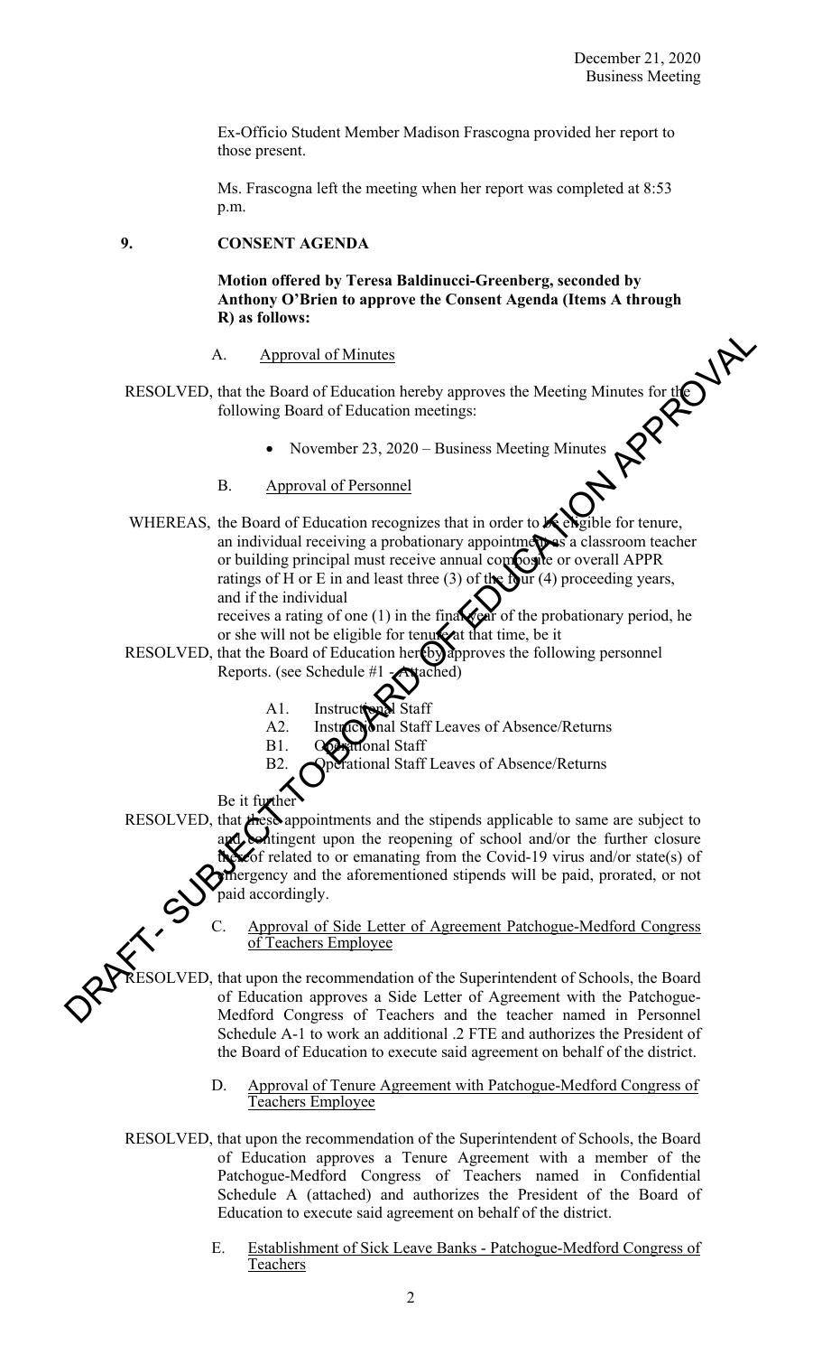Ex-Officio Student Member Madison Frascogna provided her report to those present.

Ms. Frascogna left the meeting when her report was completed at 8:53 p.m.

## 9. CONSENT AGENDA

**Motion offered by Teresa Baldinucci-Greenberg, seconded by Anthony O'Brien to approve the Consent Agenda (Items A through R) as follows:**

A. Approval of Minutes

RESOLVED, that the Board of Education hereby approves the Meeting Minutes for the following Board of Education meetings:

- November 23, 2020 – Business Meeting Minutes

B. Approval of Personnel

WHEREAS, the Board of Education recognizes that in order to be eligible for tenure, an individual receiving a probationary appointment as a classroom teacher or building principal must receive annual composite or overall APPR ratings of H or E in and least three (3) of the four (4) proceeding years, and if the individual receives a rating of one (1) in the final year of the probationary period, he or she will not be eligible for tenure at that time, be it

RESOLVED, that the Board of Education hereby approves the following personnel Reports. (see Schedule #1 - Attached)

A1. Instructional Staff
A2. Instructional Staff Leaves of Absence/Returns
B1. Operational Staff
B2. Operational Staff Leaves of Absence/Returns

Be it further

RESOLVED, that these appointments and the stipends applicable to same are subject to and contingent upon the reopening of school and/or the further closure thereof related to or emanating from the Covid-19 virus and/or state(s) of emergency and the aforementioned stipends will be paid, prorated, or not paid accordingly.

C. Approval of Side Letter of Agreement Patchogue-Medford Congress of Teachers Employee

RESOLVED, that upon the recommendation of the Superintendent of Schools, the Board of Education approves a Side Letter of Agreement with the Patchogue-Medford Congress of Teachers and the teacher named in Personnel Schedule A-1 to work an additional .2 FTE and authorizes the President of the Board of Education to execute said agreement on behalf of the district.

D. Approval of Tenure Agreement with Patchogue-Medford Congress of Teachers Employee

RESOLVED, that upon the recommendation of the Superintendent of Schools, the Board of Education approves a Tenure Agreement with a member of the Patchogue-Medford Congress of Teachers named in Confidential Schedule A (attached) and authorizes the President of the Board of Education to execute said agreement on behalf of the district.

E. Establishment of Sick Leave Banks - Patchogue-Medford Congress of Teachers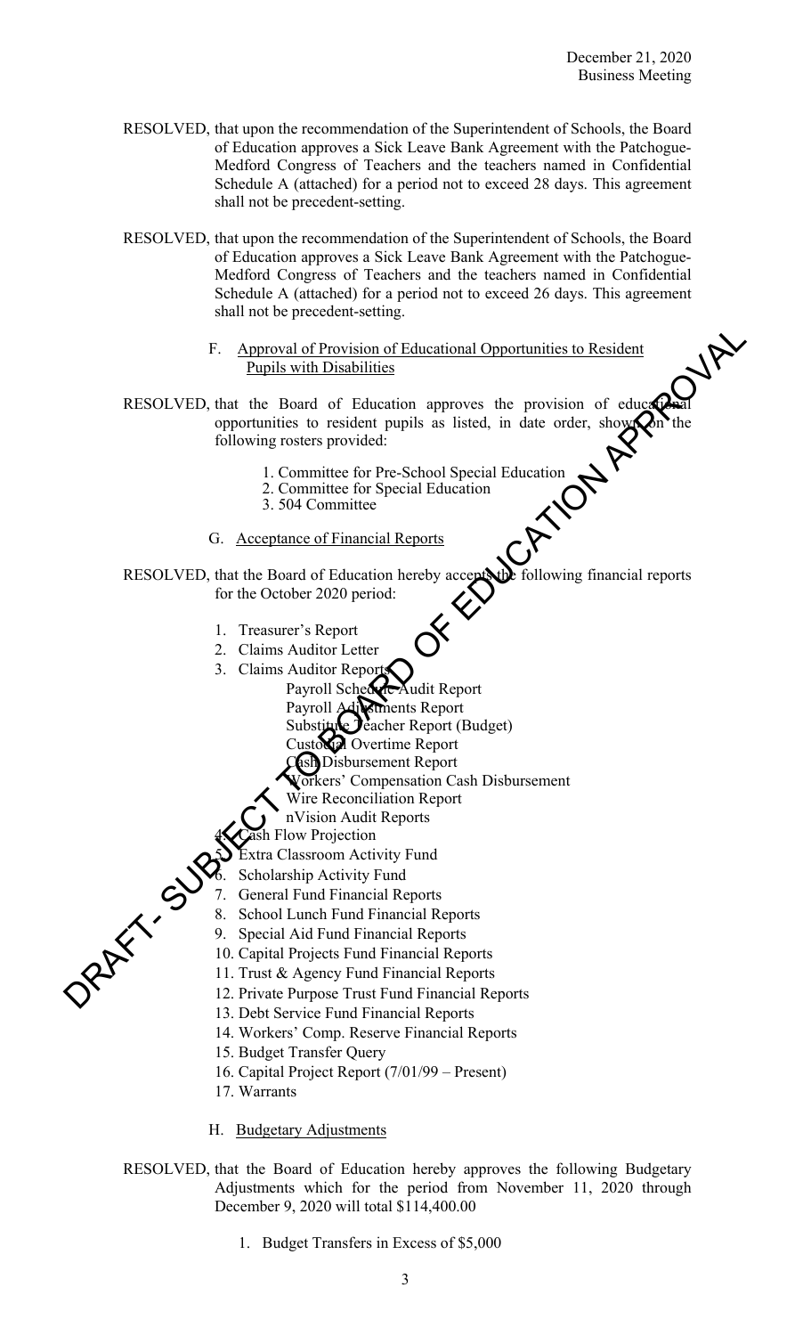RESOLVED, that upon the recommendation of the Superintendent of Schools, the Board of Education approves a Sick Leave Bank Agreement with the Patchogue-Medford Congress of Teachers and the teachers named in Confidential Schedule A (attached) for a period not to exceed 28 days. This agreement shall not be precedent-setting.

RESOLVED, that upon the recommendation of the Superintendent of Schools, the Board of Education approves a Sick Leave Bank Agreement with the Patchogue-Medford Congress of Teachers and the teachers named in Confidential Schedule A (attached) for a period not to exceed 26 days. This agreement shall not be precedent-setting.

F. Approval of Provision of Educational Opportunities to Resident Pupils with Disabilities

RESOLVED, that the Board of Education approves the provision of educational opportunities to resident pupils as listed, in date order, shown on the following rosters provided:

1. Committee for Pre-School Special Education
2. Committee for Special Education
3. 504 Committee

G. Acceptance of Financial Reports

RESOLVED, that the Board of Education hereby accepts the following financial reports for the October 2020 period:

1. Treasurer's Report
2. Claims Auditor Letter
3. Claims Auditor Reports
   - Payroll Schedule Audit Report
   - Payroll Adjustments Report
   - Substitute Teacher Report (Budget)
   - Custodial Overtime Report
   - Cash Disbursement Report
   - Workers' Compensation Cash Disbursement
   - Wire Reconciliation Report
   - nVision Audit Reports
4. Cash Flow Projection
5. Extra Classroom Activity Fund
6. Scholarship Activity Fund
7. General Fund Financial Reports
8. School Lunch Fund Financial Reports
9. Special Aid Fund Financial Reports
10. Capital Projects Fund Financial Reports
11. Trust & Agency Fund Financial Reports
12. Private Purpose Trust Fund Financial Reports
13. Debt Service Fund Financial Reports
14. Workers' Comp. Reserve Financial Reports
15. Budget Transfer Query
16. Capital Project Report (7/01/99 – Present)
17. Warrants

H. Budgetary Adjustments

RESOLVED, that the Board of Education hereby approves the following Budgetary Adjustments which for the period from November 11, 2020 through December 9, 2020 will total $114,400.00

1. Budget Transfers in Excess of $5,000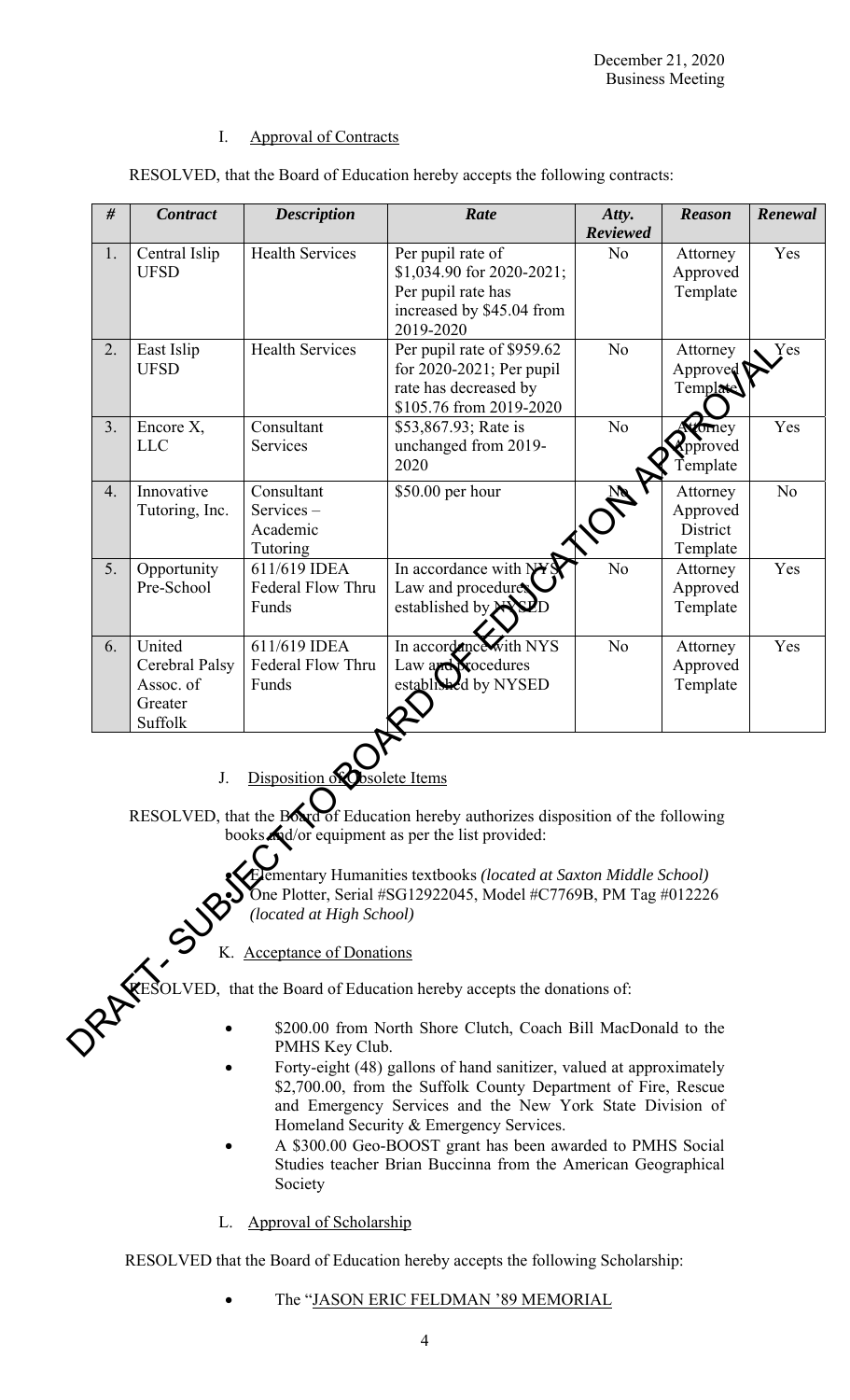December 21, 2020
Business Meeting

### I. Approval of Contracts

RESOLVED, that the Board of Education hereby accepts the following contracts:

| # | Contract | Description | Rate | Atty. Reviewed | Reason | Renewal |
|---|---|---|---|---|---|---|
| 1. | Central Islip UFSD | Health Services | Per pupil rate of $1,034.90 for 2020-2021; Per pupil rate has increased by $45.04 from 2019-2020 | No | Attorney Approved Template | Yes |
| 2. | East Islip UFSD | Health Services | Per pupil rate of $959.62 for 2020-2021; Per pupil rate has decreased by $105.76 from 2019-2020 | No | Attorney Approved Template | Yes |
| 3. | Encore X, LLC | Consultant Services | $53,867.93; Rate is unchanged from 2019-2020 | No | Attorney Approved Template | Yes |
| 4. | Innovative Tutoring, Inc. | Consultant Services – Academic Tutoring | $50.00 per hour | No | Attorney Approved District Template | No |
| 5. | Opportunity Pre-School | 611/619 IDEA Federal Flow Thru Funds | In accordance with NYS Law and procedures established by NYSED | No | Attorney Approved Template | Yes |
| 6. | United Cerebral Palsy Assoc. of Greater Suffolk | 611/619 IDEA Federal Flow Thru Funds | In accordance with NYS Law and procedures established by NYSED | No | Attorney Approved Template | Yes |

DRAFT - SUBJECT TO BOARD OF EDUCATION APPROVAL

### J. Disposition of Obsolete Items

RESOLVED, that the Board of Education hereby authorizes disposition of the following books and/or equipment as per the list provided:

- Elementary Humanities textbooks *(located at Saxton Middle School)*
- One Plotter, Serial #SG12922045, Model #C7769B, PM Tag #012226 *(located at High School)*

### K. Acceptance of Donations

RESOLVED, that the Board of Education hereby accepts the donations of:

- $200.00 from North Shore Clutch, Coach Bill MacDonald to the PMHS Key Club.
- Forty-eight (48) gallons of hand sanitizer, valued at approximately $2,700.00, from the Suffolk County Department of Fire, Rescue and Emergency Services and the New York State Division of Homeland Security & Emergency Services.
- A $300.00 Geo-BOOST grant has been awarded to PMHS Social Studies teacher Brian Buccinna from the American Geographical Society

### L. Approval of Scholarship

RESOLVED that the Board of Education hereby accepts the following Scholarship:

- The "JASON ERIC FELDMAN '89 MEMORIAL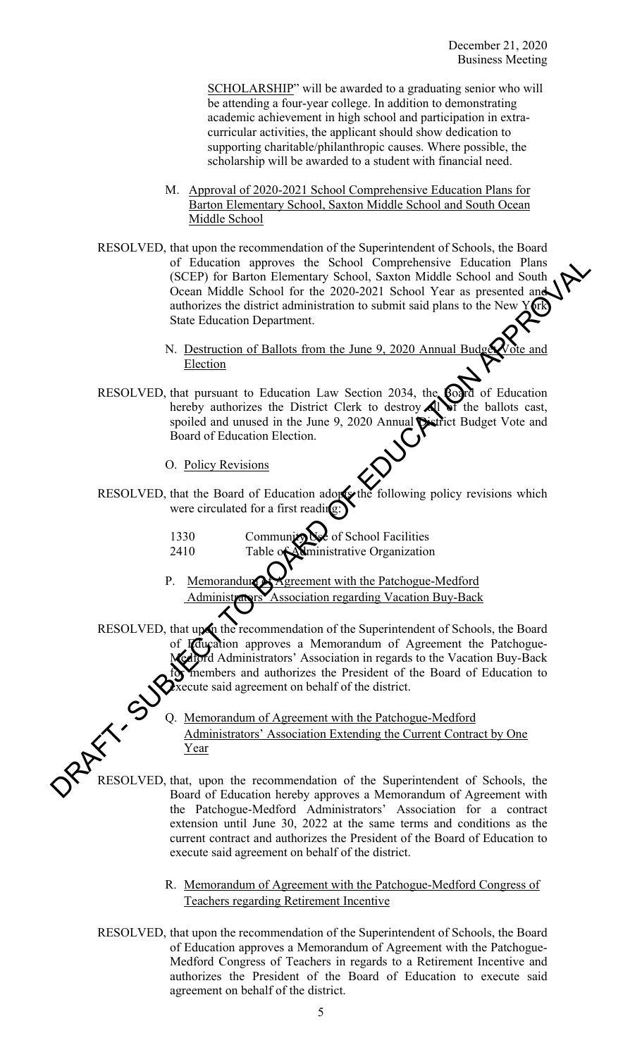SCHOLARSHIP" will be awarded to a graduating senior who will be attending a four-year college. In addition to demonstrating academic achievement in high school and participation in extra-curricular activities, the applicant should show dedication to supporting charitable/philanthropic causes. Where possible, the scholarship will be awarded to a student with financial need.

M. Approval of 2020-2021 School Comprehensive Education Plans for Barton Elementary School, Saxton Middle School and South Ocean Middle School

RESOLVED, that upon the recommendation of the Superintendent of Schools, the Board of Education approves the School Comprehensive Education Plans (SCEP) for Barton Elementary School, Saxton Middle School and South Ocean Middle School for the 2020-2021 School Year as presented and authorizes the district administration to submit said plans to the New York State Education Department.

N. Destruction of Ballots from the June 9, 2020 Annual Budget Vote and Election

RESOLVED, that pursuant to Education Law Section 2034, the Board of Education hereby authorizes the District Clerk to destroy all of the ballots cast, spoiled and unused in the June 9, 2020 Annual District Budget Vote and Board of Education Election.

O. Policy Revisions

RESOLVED, that the Board of Education adopts the following policy revisions which were circulated for a first reading:

1330 Community Use of School Facilities
2410 Table of Administrative Organization

P. Memorandum of Agreement with the Patchogue-Medford Administrators' Association regarding Vacation Buy-Back

RESOLVED, that upon the recommendation of the Superintendent of Schools, the Board of Education approves a Memorandum of Agreement the Patchogue-Medford Administrators' Association in regards to the Vacation Buy-Back for members and authorizes the President of the Board of Education to execute said agreement on behalf of the district.

Q. Memorandum of Agreement with the Patchogue-Medford Administrators' Association Extending the Current Contract by One Year

RESOLVED, that, upon the recommendation of the Superintendent of Schools, the Board of Education hereby approves a Memorandum of Agreement with the Patchogue-Medford Administrators' Association for a contract extension until June 30, 2022 at the same terms and conditions as the current contract and authorizes the President of the Board of Education to execute said agreement on behalf of the district.

R. Memorandum of Agreement with the Patchogue-Medford Congress of Teachers regarding Retirement Incentive

RESOLVED, that upon the recommendation of the Superintendent of Schools, the Board of Education approves a Memorandum of Agreement with the Patchogue-Medford Congress of Teachers in regards to a Retirement Incentive and authorizes the President of the Board of Education to execute said agreement on behalf of the district.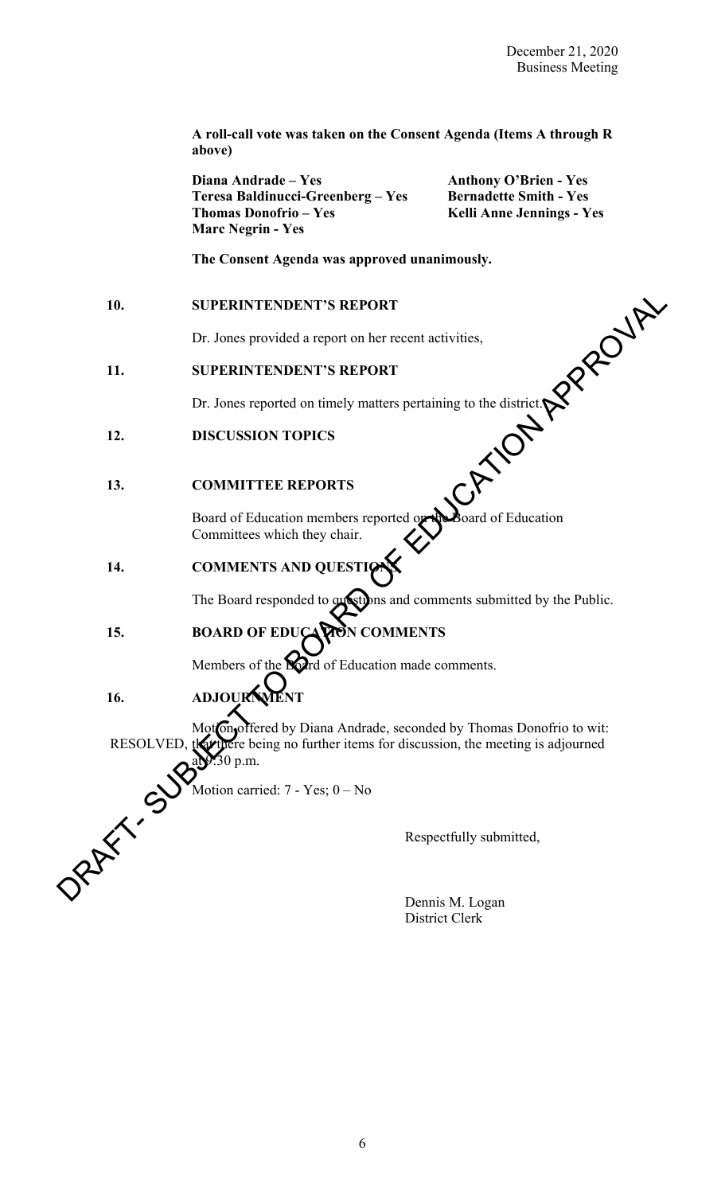December 21, 2020
Business Meeting

**A roll-call vote was taken on the Consent Agenda (Items A through R above)**

**Diana Andrade – Yes**
**Teresa Baldinucci-Greenberg – Yes**
**Thomas Donofrio – Yes**
**Marc Negrin - Yes**
**Anthony O'Brien - Yes**
**Bernadette Smith - Yes**
**Kelli Anne Jennings - Yes**

**The Consent Agenda was approved unanimously.**

**10. SUPERINTENDENT'S REPORT**

Dr. Jones provided a report on her recent activities,

**11. SUPERINTENDENT'S REPORT**

Dr. Jones reported on timely matters pertaining to the district.

**12. DISCUSSION TOPICS**

**13. COMMITTEE REPORTS**

Board of Education members reported on the Board of Education Committees which they chair.

**14. COMMENTS AND QUESTIONS**

The Board responded to questions and comments submitted by the Public.

**15. BOARD OF EDUCATION COMMENTS**

Members of the Board of Education made comments.

**16. ADJOURNMENT**

Motion offered by Diana Andrade, seconded by Thomas Donofrio to wit:
RESOLVED, that there being no further items for discussion, the meeting is adjourned at 9:30 p.m.

Motion carried: 7 - Yes; 0 – No

Respectfully submitted,

Dennis M. Logan
District Clerk

DRAFT- SUBJECT TO BOARD OF EDUCATION APPROVAL